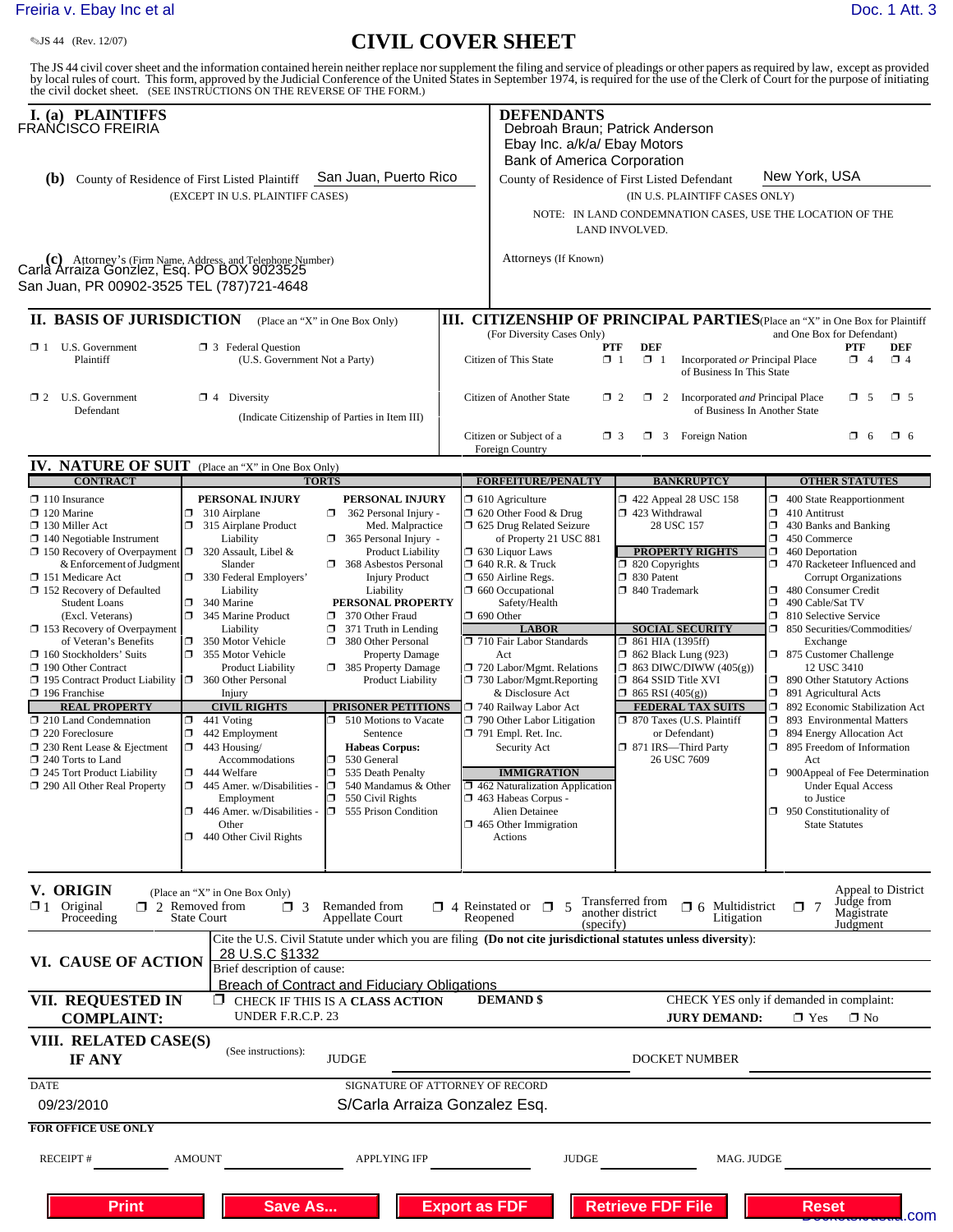JS 44 (Rev. 12/07)

# CIVIL COVER SHEET

The JS 44 civil cover sheet and the information contained herein neither replace nor supplement the filing and service of pleadings or other papers as required by law, except as provided by local rules of court. This form, approved by the Judicial Conference of the United States in September 1974, is required for the use of the Clerk of Court for the purpose of initiating the civil docket sheet. (SEE INSTRUCTIONS ON THE REVERSE OF THE FORM.)

## I. (a) PLAINTIFFS

FRANCISCO FREIRIA

**(b)** County of Residence of First Listed Plaintiff: San Juan, Puerto Rico
(EXCEPT IN U.S. PLAINTIFF CASES)

**(c)** Attorney's (Firm Name, Address, and Telephone Number)
Carla Arraiza Gonzlez, Esq. PO BOX 9023525
San Juan, PR 00902-3525 TEL (787)721-4648

## DEFENDANTS

Debroah Braun; Patrick Anderson
Ebay Inc. a/k/a/ Ebay Motors
Bank of America Corporation

County of Residence of First Listed Defendant: New York, USA
(IN U.S. PLAINTIFF CASES ONLY)

NOTE: IN LAND CONDEMNATION CASES, USE THE LOCATION OF THE LAND INVOLVED.

Attorneys (If Known)

## II. BASIS OF JURISDICTION (Place an "X" in One Box Only)

- ☐ 1 U.S. Government Plaintiff
- ☐ 3 Federal Question (U.S. Government Not a Party)
- ☐ 2 U.S. Government Defendant
- ☐ 4 Diversity (Indicate Citizenship of Parties in Item III)

## III. CITIZENSHIP OF PRINCIPAL PARTIES (Place an "X" in One Box for Plaintiff and One Box for Defendant) (For Diversity Cases Only)

| | PTF | DEF | | PTF | DEF |
|---|---|---|---|---|---|
| Citizen of This State | ☐ 1 | ☐ 1 | Incorporated *or* Principal Place of Business In This State | ☐ 4 | ☐ 4 |
| Citizen of Another State | ☐ 2 | ☐ 2 | Incorporated *and* Principal Place of Business In Another State | ☐ 5 | ☐ 5 |
| Citizen or Subject of a Foreign Country | ☐ 3 | ☐ 3 | Foreign Nation | ☐ 6 | ☐ 6 |

## IV. NATURE OF SUIT (Place an "X" in One Box Only)

**CONTRACT**
- ☐ 110 Insurance
- ☐ 120 Marine
- ☐ 130 Miller Act
- ☐ 140 Negotiable Instrument
- ☐ 150 Recovery of Overpayment & Enforcement of Judgment
- ☐ 151 Medicare Act
- ☐ 152 Recovery of Defaulted Student Loans (Excl. Veterans)
- ☐ 153 Recovery of Overpayment of Veteran's Benefits
- ☐ 160 Stockholders' Suits
- ☐ 190 Other Contract
- ☐ 195 Contract Product Liability
- ☐ 196 Franchise

**REAL PROPERTY**
- ☐ 210 Land Condemnation
- ☐ 220 Foreclosure
- ☐ 230 Rent Lease & Ejectment
- ☐ 240 Torts to Land
- ☐ 245 Tort Product Liability
- ☐ 290 All Other Real Property

**TORTS — PERSONAL INJURY**
- ☐ 310 Airplane
- ☐ 315 Airplane Product Liability
- ☐ 320 Assault, Libel & Slander
- ☐ 330 Federal Employers' Liability
- ☐ 340 Marine
- ☐ 345 Marine Product Liability
- ☐ 350 Motor Vehicle
- ☐ 355 Motor Vehicle Product Liability
- ☐ 360 Other Personal Injury

**PERSONAL INJURY**
- ☐ 362 Personal Injury - Med. Malpractice
- ☐ 365 Personal Injury - Product Liability
- ☐ 368 Asbestos Personal Injury Product Liability

**PERSONAL PROPERTY**
- ☐ 370 Other Fraud
- ☐ 371 Truth in Lending
- ☐ 380 Other Personal Property Damage
- ☐ 385 Property Damage Product Liability

**CIVIL RIGHTS**
- ☐ 441 Voting
- ☐ 442 Employment
- ☐ 443 Housing/ Accommodations
- ☐ 444 Welfare
- ☐ 445 Amer. w/Disabilities - Employment
- ☐ 446 Amer. w/Disabilities - Other
- ☐ 440 Other Civil Rights

**PRISONER PETITIONS**
- ☐ 510 Motions to Vacate Sentence

Habeas Corpus:
- ☐ 530 General
- ☐ 535 Death Penalty
- ☐ 540 Mandamus & Other
- ☐ 550 Civil Rights
- ☐ 555 Prison Condition

**FORFEITURE/PENALTY**
- ☐ 610 Agriculture
- ☐ 620 Other Food & Drug
- ☐ 625 Drug Related Seizure of Property 21 USC 881
- ☐ 630 Liquor Laws
- ☐ 640 R.R. & Truck
- ☐ 650 Airline Regs.
- ☐ 660 Occupational Safety/Health
- ☐ 690 Other

**LABOR**
- ☐ 710 Fair Labor Standards Act
- ☐ 720 Labor/Mgmt. Relations
- ☐ 730 Labor/Mgmt.Reporting & Disclosure Act
- ☐ 740 Railway Labor Act
- ☐ 790 Other Labor Litigation
- ☐ 791 Empl. Ret. Inc. Security Act

**IMMIGRATION**
- ☐ 462 Naturalization Application
- ☐ 463 Habeas Corpus - Alien Detainee
- ☐ 465 Other Immigration Actions

**BANKRUPTCY**
- ☐ 422 Appeal 28 USC 158
- ☐ 423 Withdrawal 28 USC 157

**PROPERTY RIGHTS**
- ☐ 820 Copyrights
- ☐ 830 Patent
- ☐ 840 Trademark

**SOCIAL SECURITY**
- ☐ 861 HIA (1395ff)
- ☐ 862 Black Lung (923)
- ☐ 863 DIWC/DIWW (405(g))
- ☐ 864 SSID Title XVI
- ☐ 865 RSI (405(g))

**FEDERAL TAX SUITS**
- ☐ 870 Taxes (U.S. Plaintiff or Defendant)
- ☐ 871 IRS—Third Party 26 USC 7609

**OTHER STATUTES**
- ☐ 400 State Reapportionment
- ☐ 410 Antitrust
- ☐ 430 Banks and Banking
- ☐ 450 Commerce
- ☐ 460 Deportation
- ☐ 470 Racketeer Influenced and Corrupt Organizations
- ☐ 480 Consumer Credit
- ☐ 490 Cable/Sat TV
- ☐ 810 Selective Service
- ☐ 850 Securities/Commodities/ Exchange
- ☐ 875 Customer Challenge 12 USC 3410
- ☐ 890 Other Statutory Actions
- ☐ 891 Agricultural Acts
- ☐ 892 Economic Stabilization Act
- ☐ 893 Environmental Matters
- ☐ 894 Energy Allocation Act
- ☐ 895 Freedom of Information Act
- ☐ 900Appeal of Fee Determination Under Equal Access to Justice
- ☐ 950 Constitutionality of State Statutes

## V. ORIGIN (Place an "X" in One Box Only)

- ☐ 1 Original Proceeding
- ☐ 2 Removed from State Court
- ☐ 3 Remanded from Appellate Court
- ☐ 4 Reinstated or Reopened
- ☐ 5 Transferred from another district (specify)
- ☐ 6 Multidistrict Litigation
- ☐ 7 Appeal to District Judge from Magistrate Judgment

## VI. CAUSE OF ACTION

Cite the U.S. Civil Statute under which you are filing (**Do not cite jurisdictional statutes unless diversity**):
28 U.S.C §1332

Brief description of cause:
Breach of Contract and Fiduciary Obligations

## VII. REQUESTED IN COMPLAINT:

☐ CHECK IF THIS IS A **CLASS ACTION** UNDER F.R.C.P. 23

**DEMAND $**

CHECK YES only if demanded in complaint:
**JURY DEMAND:** ☐ Yes ☐ No

## VIII. RELATED CASE(S) IF ANY

(See instructions): JUDGE _______ DOCKET NUMBER _______

DATE: 09/23/2010

SIGNATURE OF ATTORNEY OF RECORD: S/Carla Arraiza Gonzalez Esq.

**FOR OFFICE USE ONLY**

RECEIPT # _______ AMOUNT _______ APPLYING IFP _______ JUDGE _______ MAG. JUDGE _______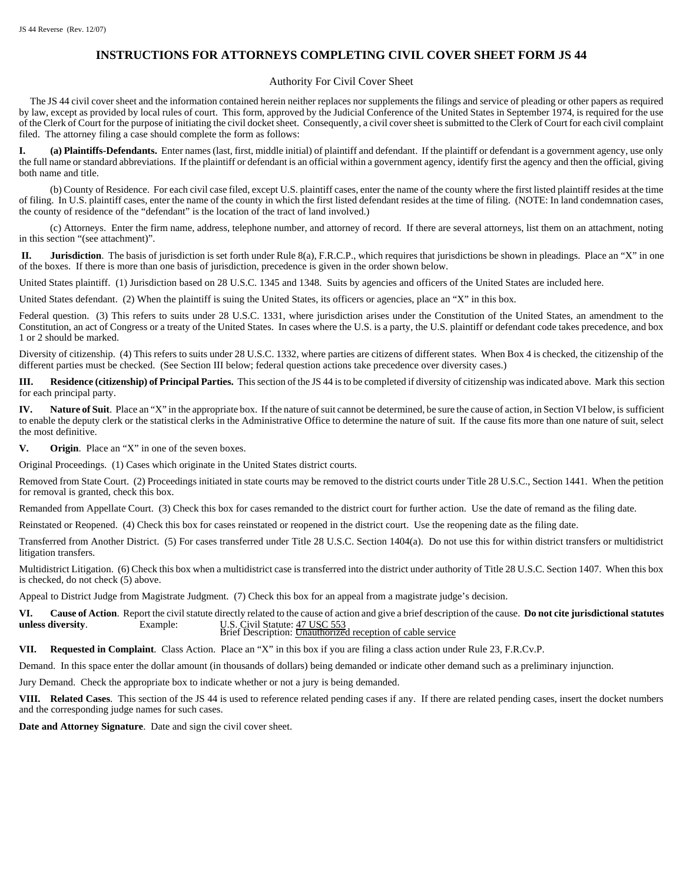# INSTRUCTIONS FOR ATTORNEYS COMPLETING CIVIL COVER SHEET FORM JS 44

## Authority For Civil Cover Sheet

The JS 44 civil cover sheet and the information contained herein neither replaces nor supplements the filings and service of pleading or other papers as required by law, except as provided by local rules of court. This form, approved by the Judicial Conference of the United States in September 1974, is required for the use of the Clerk of Court for the purpose of initiating the civil docket sheet. Consequently, a civil cover sheet is submitted to the Clerk of Court for each civil complaint filed. The attorney filing a case should complete the form as follows:

**I. (a) Plaintiffs-Defendants.** Enter names (last, first, middle initial) of plaintiff and defendant. If the plaintiff or defendant is a government agency, use only the full name or standard abbreviations. If the plaintiff or defendant is an official within a government agency, identify first the agency and then the official, giving both name and title.

(b) County of Residence. For each civil case filed, except U.S. plaintiff cases, enter the name of the county where the first listed plaintiff resides at the time of filing. In U.S. plaintiff cases, enter the name of the county in which the first listed defendant resides at the time of filing. (NOTE: In land condemnation cases, the county of residence of the "defendant" is the location of the tract of land involved.)

(c) Attorneys. Enter the firm name, address, telephone number, and attorney of record. If there are several attorneys, list them on an attachment, noting in this section "(see attachment)".

**II. Jurisdiction**. The basis of jurisdiction is set forth under Rule 8(a), F.R.C.P., which requires that jurisdictions be shown in pleadings. Place an "X" in one of the boxes. If there is more than one basis of jurisdiction, precedence is given in the order shown below.

United States plaintiff. (1) Jurisdiction based on 28 U.S.C. 1345 and 1348. Suits by agencies and officers of the United States are included here.

United States defendant. (2) When the plaintiff is suing the United States, its officers or agencies, place an "X" in this box.

Federal question. (3) This refers to suits under 28 U.S.C. 1331, where jurisdiction arises under the Constitution of the United States, an amendment to the Constitution, an act of Congress or a treaty of the United States. In cases where the U.S. is a party, the U.S. plaintiff or defendant code takes precedence, and box 1 or 2 should be marked.

Diversity of citizenship. (4) This refers to suits under 28 U.S.C. 1332, where parties are citizens of different states. When Box 4 is checked, the citizenship of the different parties must be checked. (See Section III below; federal question actions take precedence over diversity cases.)

**III. Residence (citizenship) of Principal Parties.** This section of the JS 44 is to be completed if diversity of citizenship was indicated above. Mark this section for each principal party.

**IV. Nature of Suit**. Place an "X" in the appropriate box. If the nature of suit cannot be determined, be sure the cause of action, in Section VI below, is sufficient to enable the deputy clerk or the statistical clerks in the Administrative Office to determine the nature of suit. If the cause fits more than one nature of suit, select the most definitive.

**V. Origin**. Place an "X" in one of the seven boxes.

Original Proceedings. (1) Cases which originate in the United States district courts.

Removed from State Court. (2) Proceedings initiated in state courts may be removed to the district courts under Title 28 U.S.C., Section 1441. When the petition for removal is granted, check this box.

Remanded from Appellate Court. (3) Check this box for cases remanded to the district court for further action. Use the date of remand as the filing date.

Reinstated or Reopened. (4) Check this box for cases reinstated or reopened in the district court. Use the reopening date as the filing date.

Transferred from Another District. (5) For cases transferred under Title 28 U.S.C. Section 1404(a). Do not use this for within district transfers or multidistrict litigation transfers.

Multidistrict Litigation. (6) Check this box when a multidistrict case is transferred into the district under authority of Title 28 U.S.C. Section 1407. When this box is checked, do not check (5) above.

Appeal to District Judge from Magistrate Judgment. (7) Check this box for an appeal from a magistrate judge's decision.

**VI. Cause of Action**. Report the civil statute directly related to the cause of action and give a brief description of the cause. **Do not cite jurisdictional statutes unless diversity**. Example: U.S. Civil Statute: 47 USC 553
Brief Description: Unauthorized reception of cable service

**VII. Requested in Complaint**. Class Action. Place an "X" in this box if you are filing a class action under Rule 23, F.R.Cv.P.

Demand. In this space enter the dollar amount (in thousands of dollars) being demanded or indicate other demand such as a preliminary injunction.

Jury Demand. Check the appropriate box to indicate whether or not a jury is being demanded.

**VIII. Related Cases**. This section of the JS 44 is used to reference related pending cases if any. If there are related pending cases, insert the docket numbers and the corresponding judge names for such cases.

**Date and Attorney Signature**. Date and sign the civil cover sheet.